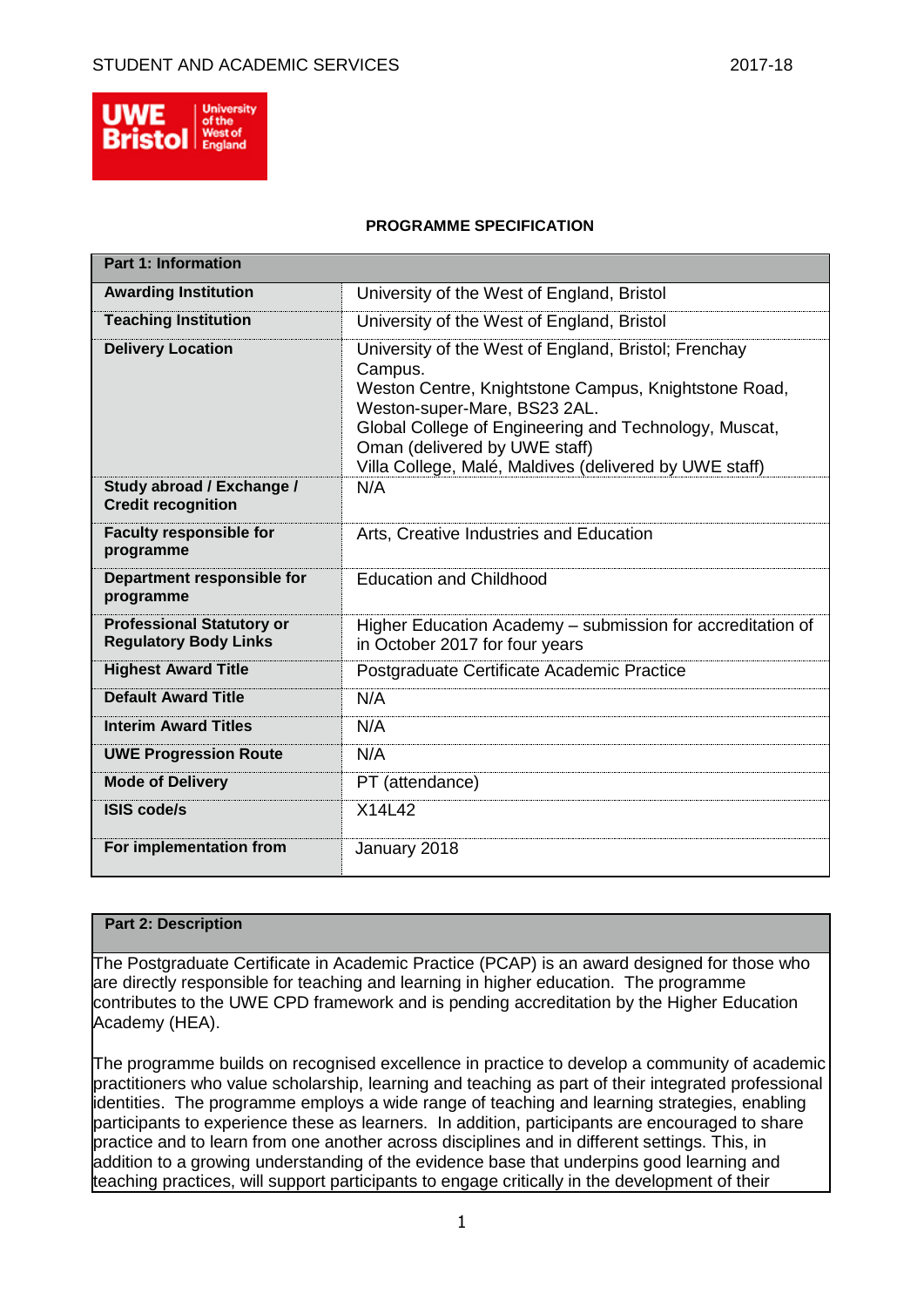## PROGRAMME SPECIFICATION

| Part 1: Information | |
|---|---|
| **Awarding Institution** | University of the West of England, Bristol |
| **Teaching Institution** | University of the West of England, Bristol |
| **Delivery Location** | University of the West of England, Bristol; Frenchay Campus.<br>Weston Centre, Knightstone Campus, Knightstone Road, Weston-super-Mare, BS23 2AL.<br>Global College of Engineering and Technology, Muscat, Oman (delivered by UWE staff)<br>Villa College, Malé, Maldives (delivered by UWE staff) |
| **Study abroad / Exchange / Credit recognition** | N/A |
| **Faculty responsible for programme** | Arts, Creative Industries and Education |
| **Department responsible for programme** | Education and Childhood |
| **Professional Statutory or Regulatory Body Links** | Higher Education Academy – submission for accreditation of in October 2017 for four years |
| **Highest Award Title** | Postgraduate Certificate Academic Practice |
| **Default Award Title** | N/A |
| **Interim Award Titles** | N/A |
| **UWE Progression Route** | N/A |
| **Mode of Delivery** | PT (attendance) |
| **ISIS code/s** | X14L42 |
| **For implementation from** | January 2018 |

### Part 2: Description

The Postgraduate Certificate in Academic Practice (PCAP) is an award designed for those who are directly responsible for teaching and learning in higher education. The programme contributes to the UWE CPD framework and is pending accreditation by the Higher Education Academy (HEA).

The programme builds on recognised excellence in practice to develop a community of academic practitioners who value scholarship, learning and teaching as part of their integrated professional identities. The programme employs a wide range of teaching and learning strategies, enabling participants to experience these as learners. In addition, participants are encouraged to share practice and to learn from one another across disciplines and in different settings. This, in addition to a growing understanding of the evidence base that underpins good learning and teaching practices, will support participants to engage critically in the development of their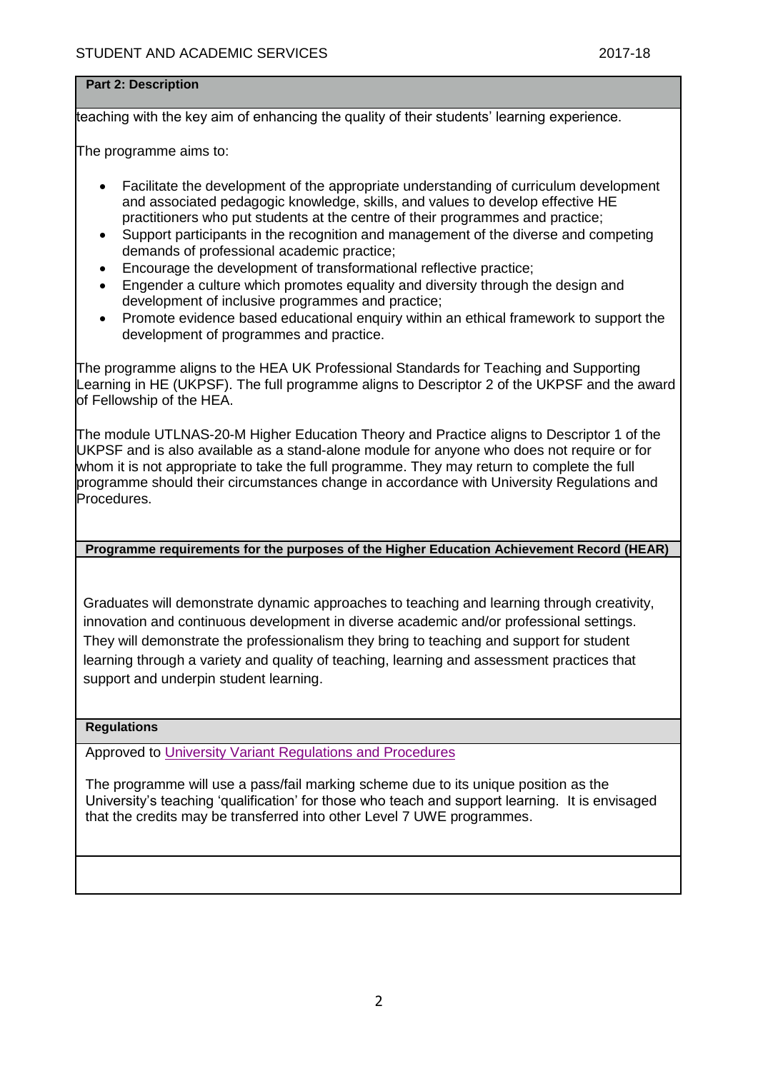**Part 2: Description**

teaching with the key aim of enhancing the quality of their students' learning experience.

The programme aims to:

- Facilitate the development of the appropriate understanding of curriculum development and associated pedagogic knowledge, skills, and values to develop effective HE practitioners who put students at the centre of their programmes and practice;
- Support participants in the recognition and management of the diverse and competing demands of professional academic practice;
- Encourage the development of transformational reflective practice;
- Engender a culture which promotes equality and diversity through the design and development of inclusive programmes and practice;
- Promote evidence based educational enquiry within an ethical framework to support the development of programmes and practice.

The programme aligns to the HEA UK Professional Standards for Teaching and Supporting Learning in HE (UKPSF). The full programme aligns to Descriptor 2 of the UKPSF and the award of Fellowship of the HEA.

The module UTLNAS-20-M Higher Education Theory and Practice aligns to Descriptor 1 of the UKPSF and is also available as a stand-alone module for anyone who does not require or for whom it is not appropriate to take the full programme. They may return to complete the full programme should their circumstances change in accordance with University Regulations and Procedures.

**Programme requirements for the purposes of the Higher Education Achievement Record (HEAR)**

Graduates will demonstrate dynamic approaches to teaching and learning through creativity, innovation and continuous development in diverse academic and/or professional settings. They will demonstrate the professionalism they bring to teaching and support for student learning through a variety and quality of teaching, learning and assessment practices that support and underpin student learning.

**Regulations**

Approved to University Variant Regulations and Procedures

The programme will use a pass/fail marking scheme due to its unique position as the University's teaching 'qualification' for those who teach and support learning. It is envisaged that the credits may be transferred into other Level 7 UWE programmes.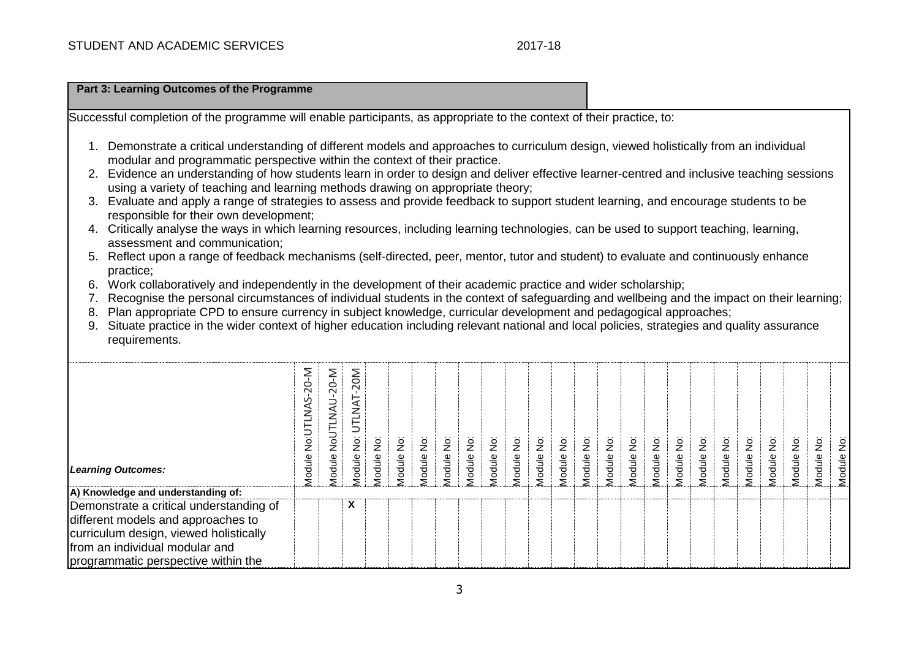**Part 3: Learning Outcomes of the Programme**

Successful completion of the programme will enable participants, as appropriate to the context of their practice, to:

1. Demonstrate a critical understanding of different models and approaches to curriculum design, viewed holistically from an individual modular and programmatic perspective within the context of their practice.
2. Evidence an understanding of how students learn in order to design and deliver effective learner-centred and inclusive teaching sessions using a variety of teaching and learning methods drawing on appropriate theory;
3. Evaluate and apply a range of strategies to assess and provide feedback to support student learning, and encourage students to be responsible for their own development;
4. Critically analyse the ways in which learning resources, including learning technologies, can be used to support teaching, learning, assessment and communication;
5. Reflect upon a range of feedback mechanisms (self-directed, peer, mentor, tutor and student) to evaluate and continuously enhance practice;
6. Work collaboratively and independently in the development of their academic practice and wider scholarship;
7. Recognise the personal circumstances of individual students in the context of safeguarding and wellbeing and the impact on their learning;
8. Plan appropriate CPD to ensure currency in subject knowledge, curricular development and pedagogical approaches;
9. Situate practice in the wider context of higher education including relevant national and local policies, strategies and quality assurance requirements.

| *Learning Outcomes:* | Module No:UTLNAS-20-M | Module NoUTLNAU-20-M | Module No: UTLNAT-20M | Module No: | Module No: | Module No: | Module No: | Module No: | Module No: | Module No: | Module No: | Module No: | Module No: | Module No: | Module No: | Module No: | Module No: | Module No: | Module No: | Module No: | Module No: | Module No: | Module No: | Module No: |
|---|---|---|---|---|---|---|---|---|---|---|---|---|---|---|---|---|---|---|---|---|---|---|---|---|
| **A) Knowledge and understanding of:** | | | | | | | | | | | | | | | | | | | | | | | | |
| Demonstrate a critical understanding of different models and approaches to curriculum design, viewed holistically from an individual modular and programmatic perspective within the | | | X | | | | | | | | | | | | | | | | | | | | | |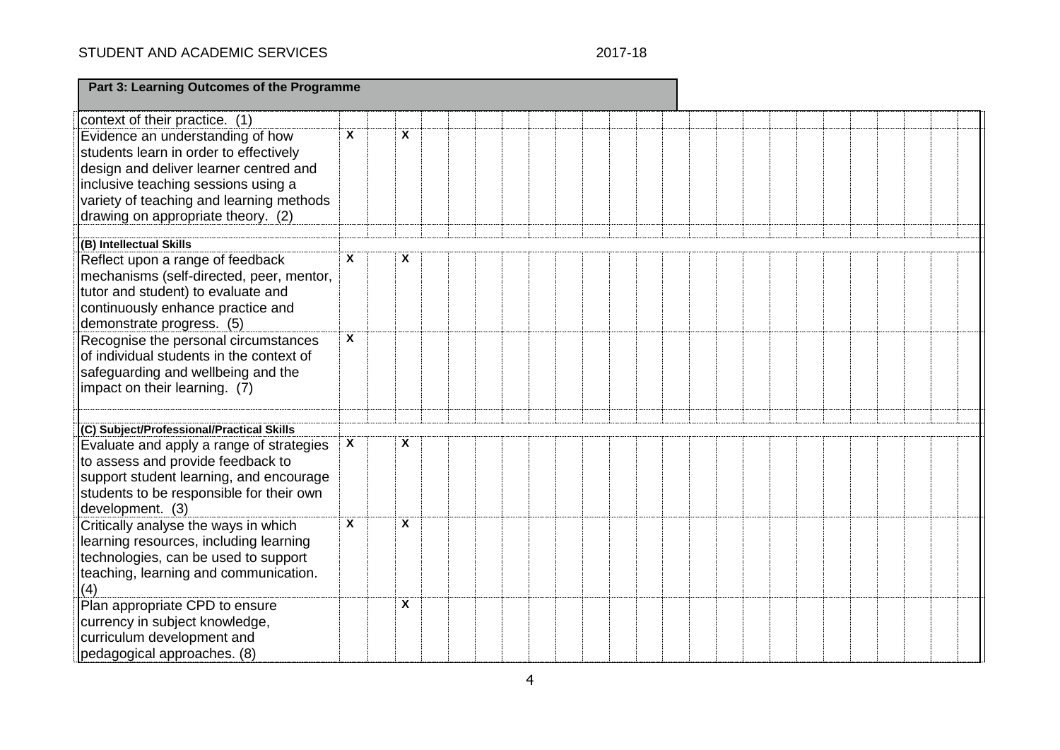| Part 3: Learning Outcomes of the Programme | | | | | | | | | | | | | | | | | | | | | | | | |
|---|---|---|---|---|---|---|---|---|---|---|---|---|---|---|---|---|---|---|---|---|---|---|---|---|
| context of their practice. (1) | | | | | | | | | | | | | | | | | | | | | | | | |
| Evidence an understanding of how students learn in order to effectively design and deliver learner centred and inclusive teaching sessions using a variety of teaching and learning methods drawing on appropriate theory. (2) | X | | X | | | | | | | | | | | | | | | | | | | | | |
| | | | | | | | | | | | | | | | | | | | | | | | | |
| **(B) Intellectual Skills** | | | | | | | | | | | | | | | | | | | | | | | | |
| Reflect upon a range of feedback mechanisms (self-directed, peer, mentor, tutor and student) to evaluate and continuously enhance practice and demonstrate progress. (5) | X | | X | | | | | | | | | | | | | | | | | | | | | |
| Recognise the personal circumstances of individual students in the context of safeguarding and wellbeing and the impact on their learning. (7) | X | | | | | | | | | | | | | | | | | | | | | | | |
| | | | | | | | | | | | | | | | | | | | | | | | | |
| **(C) Subject/Professional/Practical Skills** | | | | | | | | | | | | | | | | | | | | | | | | |
| Evaluate and apply a range of strategies to assess and provide feedback to support student learning, and encourage students to be responsible for their own development. (3) | X | | X | | | | | | | | | | | | | | | | | | | | | |
| Critically analyse the ways in which learning resources, including learning technologies, can be used to support teaching, learning and communication. (4) | X | | X | | | | | | | | | | | | | | | | | | | | | |
| Plan appropriate CPD to ensure currency in subject knowledge, curriculum development and pedagogical approaches. (8) | | | X | | | | | | | | | | | | | | | | | | | | | |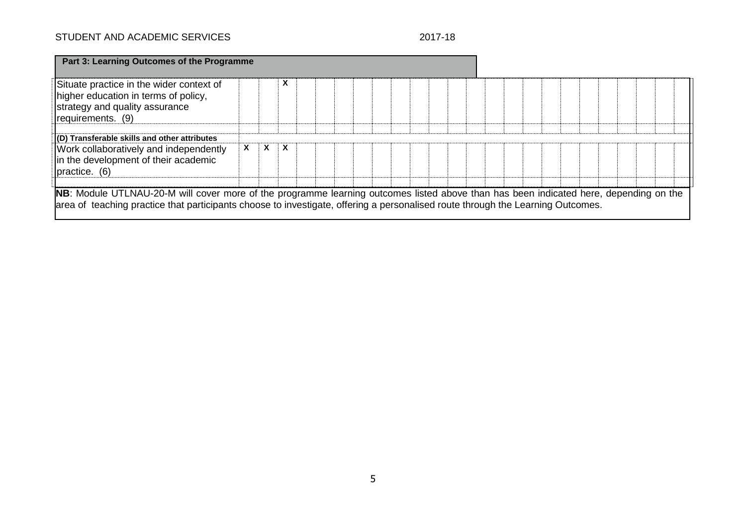| Part 3: Learning Outcomes of the Programme | | | | | | | | | | | | | | | | | | | | | | | | | | | | | | | | | | | | | | |
|---|---|---|---|---|---|---|---|---|---|---|---|---|---|---|---|---|---|---|---|---|---|---|---|---|---|---|---|---|---|---|---|---|---|---|---|---|---|---|
| Situate practice in the wider context of higher education in terms of policy, strategy and quality assurance requirements. (9) | | | X | | | | | | | | | | | | | | | | | | | | | | |
| | | | | | | | | | | | | | | | | | | | | | | | | | |
| **(D) Transferable skills and other attributes** | | | | | | | | | | | | | | | | | | | | | | | | | |
| Work collaboratively and independently in the development of their academic practice. (6) | X | X | X | | | | | | | | | | | | | | | | | | | | | | |
| | | | | | | | | | | | | | | | | | | | | | | | | | |

**NB**: Module UTLNAU-20-M will cover more of the programme learning outcomes listed above than has been indicated here, depending on the area of teaching practice that participants choose to investigate, offering a personalised route through the Learning Outcomes.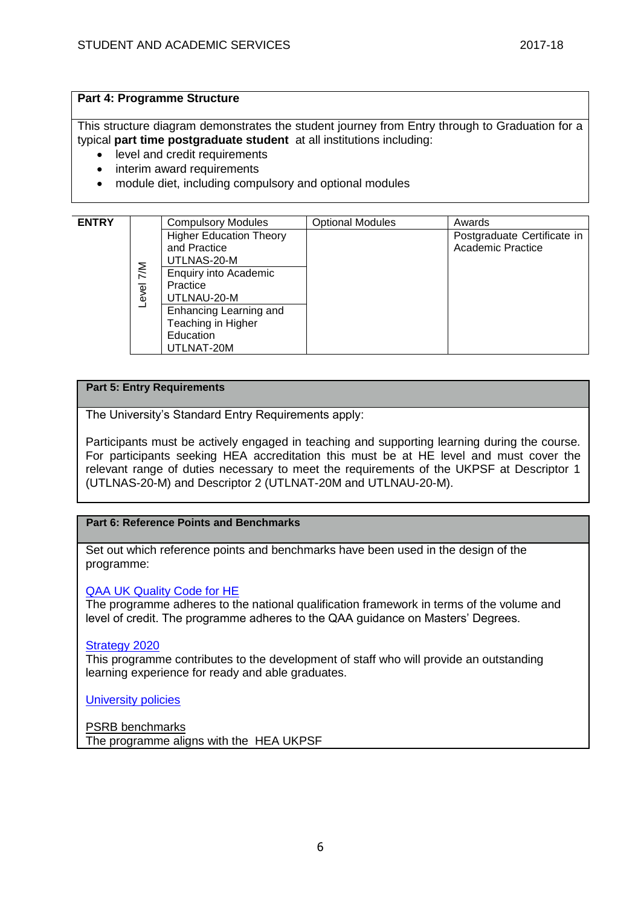## Part 4: Programme Structure

This structure diagram demonstrates the student journey from Entry through to Graduation for a typical **part time postgraduate student** at all institutions including:

- level and credit requirements
- interim award requirements
- module diet, including compulsory and optional modules

| ENTRY | | Compulsory Modules | Optional Modules | Awards |
|---|---|---|---|---|
| | Level 7/M | Higher Education Theory and Practice UTLNAS-20-M | | Postgraduate Certificate in Academic Practice |
| | | Enquiry into Academic Practice UTLNAU-20-M | | |
| | | Enhancing Learning and Teaching in Higher Education UTLNAT-20M | | |

## Part 5: Entry Requirements

The University's Standard Entry Requirements apply:

Participants must be actively engaged in teaching and supporting learning during the course. For participants seeking HEA accreditation this must be at HE level and must cover the relevant range of duties necessary to meet the requirements of the UKPSF at Descriptor 1 (UTLNAS-20-M) and Descriptor 2 (UTLNAT-20M and UTLNAU-20-M).

## Part 6: Reference Points and Benchmarks

Set out which reference points and benchmarks have been used in the design of the programme:

QAA UK Quality Code for HE
The programme adheres to the national qualification framework in terms of the volume and level of credit. The programme adheres to the QAA guidance on Masters' Degrees.

Strategy 2020
This programme contributes to the development of staff who will provide an outstanding learning experience for ready and able graduates.

University policies

PSRB benchmarks
The programme aligns with the HEA UKPSF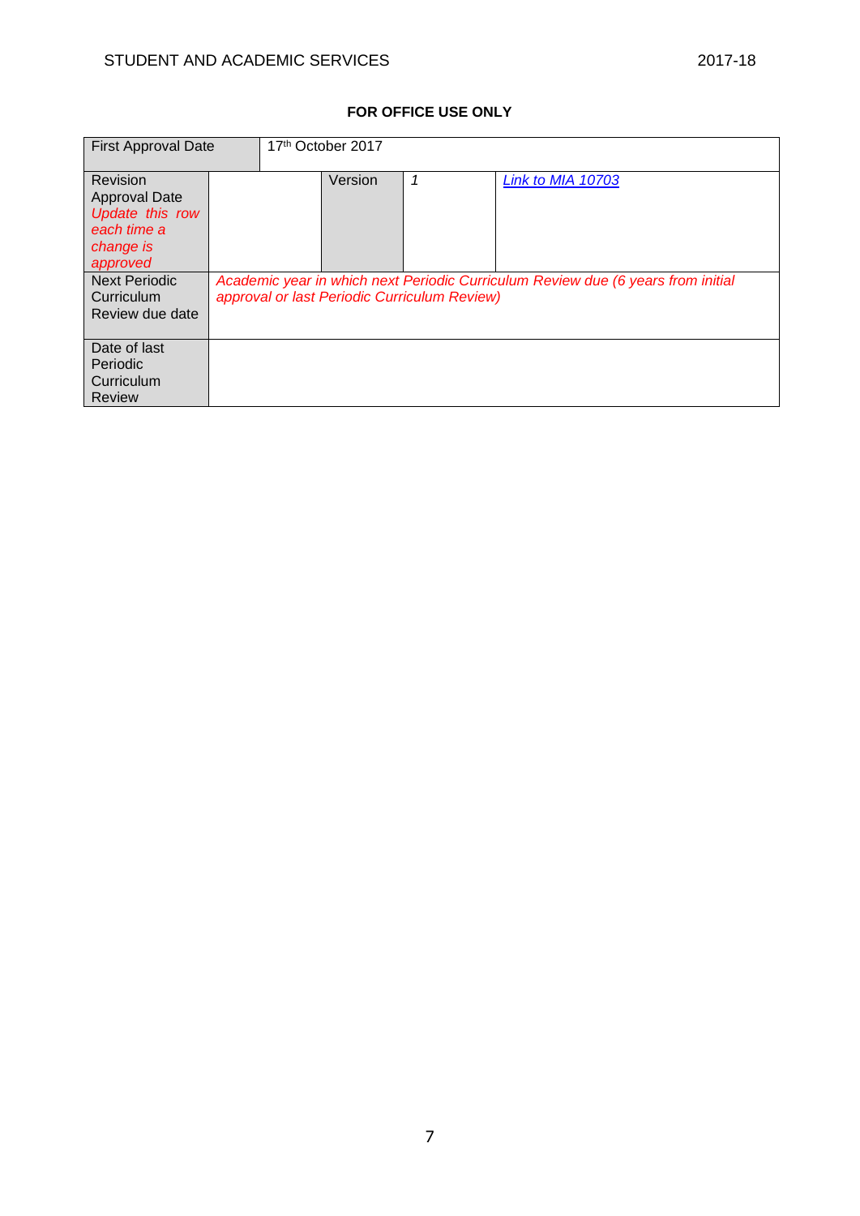**FOR OFFICE USE ONLY**

| | | | | |
|---|---|---|---|---|
| First Approval Date | 17th October 2017 | | | |
| Revision Approval Date *Update this row each time a change is approved* | | Version | *1* | *Link to MIA 10703* |
| Next Periodic Curriculum Review due date | *Academic year in which next Periodic Curriculum Review due (6 years from initial approval or last Periodic Curriculum Review)* | | | |
| Date of last Periodic Curriculum Review | | | | |